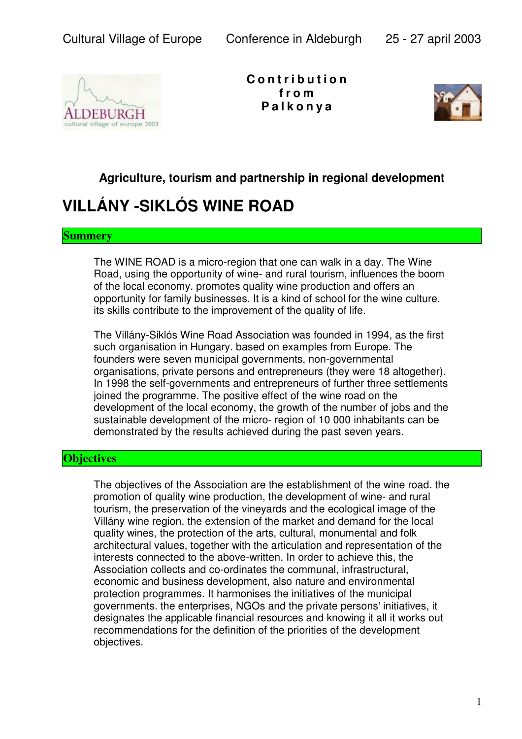Cultural Village of Europe Conference in Aldeburgh 25 - 27 april 2003

**Contribution from Palkonya**

### Agriculture, tourism and partnership in regional development

# VILLÁNY -SIKLÓS WINE ROAD

## Summery

The WINE ROAD is a micro-region that one can walk in a day. The Wine Road, using the opportunity of wine- and rural tourism, influences the boom of the local economy. promotes quality wine production and offers an opportunity for family businesses. It is a kind of school for the wine culture. its skills contribute to the improvement of the quality of life.

The Villány-Siklós Wine Road Association was founded in 1994, as the first such organisation in Hungary. based on examples from Europe. The founders were seven municipal governments, non-governmental organisations, private persons and entrepreneurs (they were 18 altogether). In 1998 the self-governments and entrepreneurs of further three settlements joined the programme. The positive effect of the wine road on the development of the local economy, the growth of the number of jobs and the sustainable development of the micro- region of 10 000 inhabitants can be demonstrated by the results achieved during the past seven years.

## Objectives

The objectives of the Association are the establishment of the wine road. the promotion of quality wine production, the development of wine- and rural tourism, the preservation of the vineyards and the ecological image of the Villány wine region. the extension of the market and demand for the local quality wines, the protection of the arts, cultural, monumental and folk architectural values, together with the articulation and representation of the interests connected to the above-written. In order to achieve this, the Association collects and co-ordinates the communal, infrastructural, economic and business development, also nature and environmental protection programmes. It harmonises the initiatives of the municipal governments. the enterprises, NGOs and the private persons' initiatives, it designates the applicable financial resources and knowing it all it works out recommendations for the definition of the priorities of the development objectives.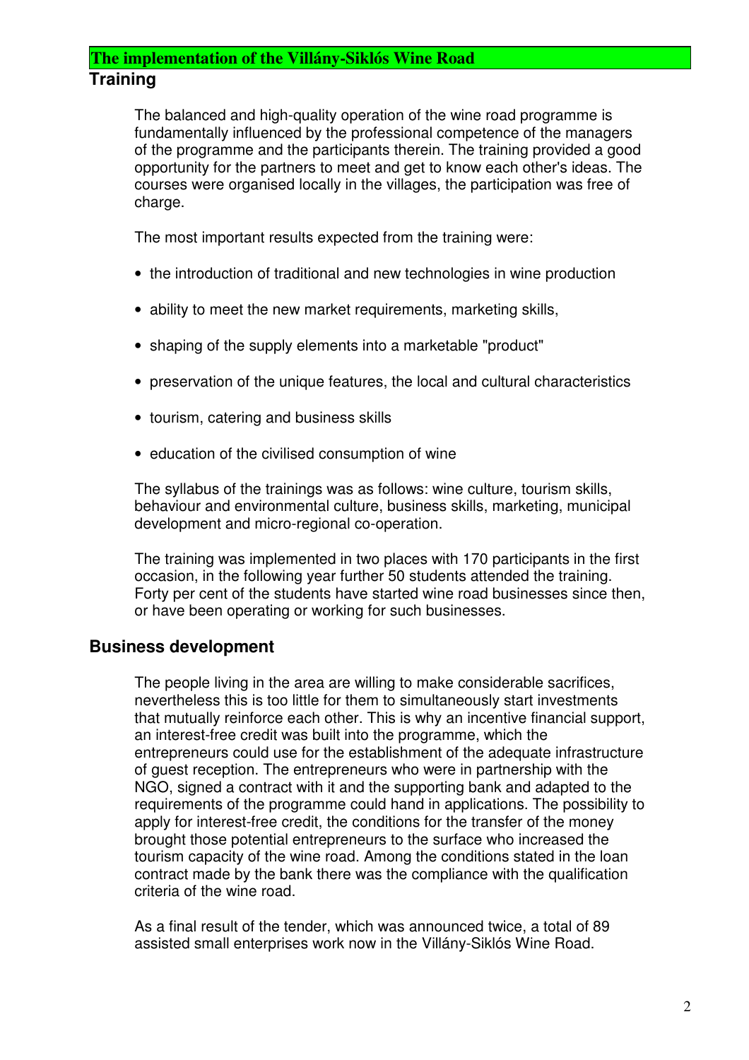## The implementation of the Villány-Siklós Wine Road

### Training

The balanced and high-quality operation of the wine road programme is fundamentally influenced by the professional competence of the managers of the programme and the participants therein. The training provided a good opportunity for the partners to meet and get to know each other's ideas. The courses were organised locally in the villages, the participation was free of charge.

The most important results expected from the training were:

- the introduction of traditional and new technologies in wine production
- ability to meet the new market requirements, marketing skills,
- shaping of the supply elements into a marketable "product"
- preservation of the unique features, the local and cultural characteristics
- tourism, catering and business skills
- education of the civilised consumption of wine

The syllabus of the trainings was as follows: wine culture, tourism skills, behaviour and environmental culture, business skills, marketing, municipal development and micro-regional co-operation.

The training was implemented in two places with 170 participants in the first occasion, in the following year further 50 students attended the training. Forty per cent of the students have started wine road businesses since then, or have been operating or working for such businesses.

### Business development

The people living in the area are willing to make considerable sacrifices, nevertheless this is too little for them to simultaneously start investments that mutually reinforce each other. This is why an incentive financial support, an interest-free credit was built into the programme, which the entrepreneurs could use for the establishment of the adequate infrastructure of guest reception. The entrepreneurs who were in partnership with the NGO, signed a contract with it and the supporting bank and adapted to the requirements of the programme could hand in applications. The possibility to apply for interest-free credit, the conditions for the transfer of the money brought those potential entrepreneurs to the surface who increased the tourism capacity of the wine road. Among the conditions stated in the loan contract made by the bank there was the compliance with the qualification criteria of the wine road.

As a final result of the tender, which was announced twice, a total of 89 assisted small enterprises work now in the Villány-Siklós Wine Road.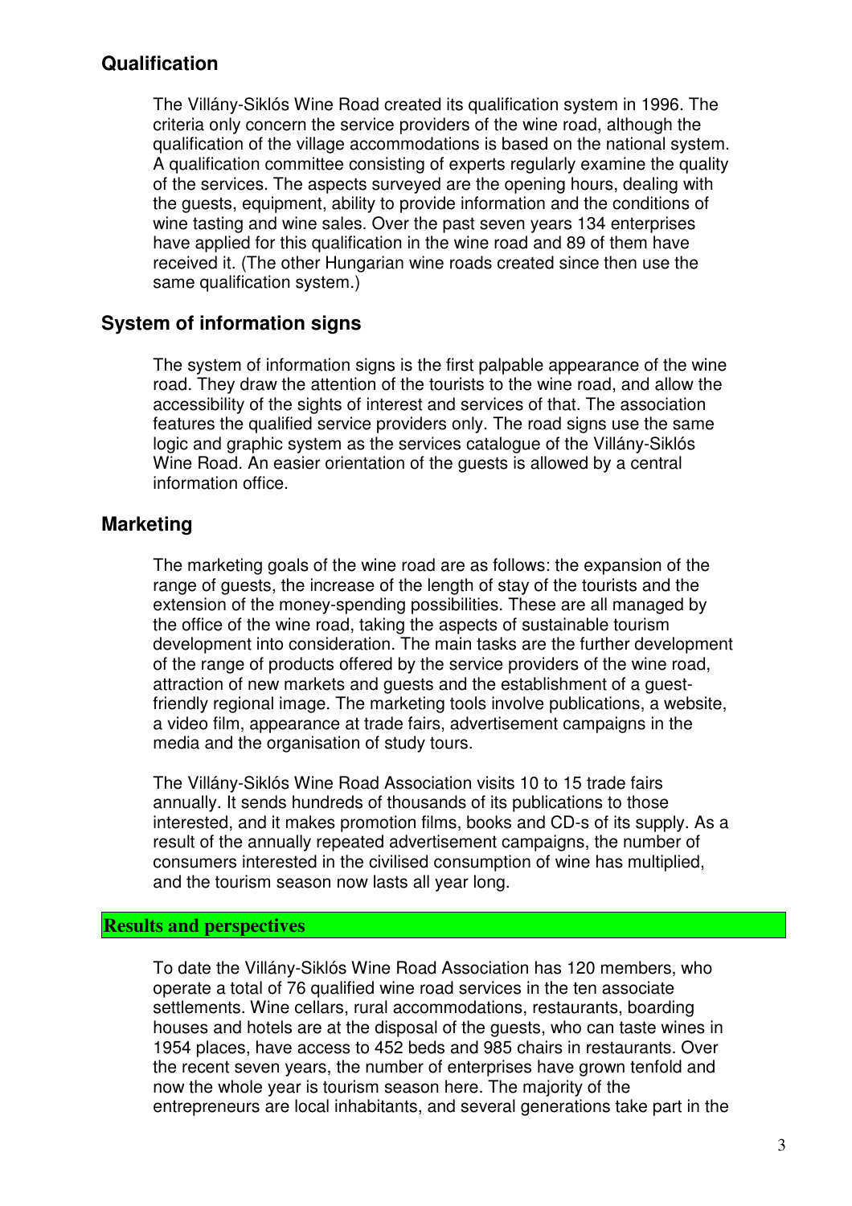## Qualification

The Villány-Siklós Wine Road created its qualification system in 1996. The criteria only concern the service providers of the wine road, although the qualification of the village accommodations is based on the national system. A qualification committee consisting of experts regularly examine the quality of the services. The aspects surveyed are the opening hours, dealing with the guests, equipment, ability to provide information and the conditions of wine tasting and wine sales. Over the past seven years 134 enterprises have applied for this qualification in the wine road and 89 of them have received it. (The other Hungarian wine roads created since then use the same qualification system.)

## System of information signs

The system of information signs is the first palpable appearance of the wine road. They draw the attention of the tourists to the wine road, and allow the accessibility of the sights of interest and services of that. The association features the qualified service providers only. The road signs use the same logic and graphic system as the services catalogue of the Villány-Siklós Wine Road. An easier orientation of the guests is allowed by a central information office.

## Marketing

The marketing goals of the wine road are as follows: the expansion of the range of guests, the increase of the length of stay of the tourists and the extension of the money-spending possibilities. These are all managed by the office of the wine road, taking the aspects of sustainable tourism development into consideration. The main tasks are the further development of the range of products offered by the service providers of the wine road, attraction of new markets and guests and the establishment of a guest-friendly regional image. The marketing tools involve publications, a website, a video film, appearance at trade fairs, advertisement campaigns in the media and the organisation of study tours.

The Villány-Siklós Wine Road Association visits 10 to 15 trade fairs annually. It sends hundreds of thousands of its publications to those interested, and it makes promotion films, books and CD-s of its supply. As a result of the annually repeated advertisement campaigns, the number of consumers interested in the civilised consumption of wine has multiplied, and the tourism season now lasts all year long.

## Results and perspectives

To date the Villány-Siklós Wine Road Association has 120 members, who operate a total of 76 qualified wine road services in the ten associate settlements. Wine cellars, rural accommodations, restaurants, boarding houses and hotels are at the disposal of the guests, who can taste wines in 1954 places, have access to 452 beds and 985 chairs in restaurants. Over the recent seven years, the number of enterprises have grown tenfold and now the whole year is tourism season here. The majority of the entrepreneurs are local inhabitants, and several generations take part in the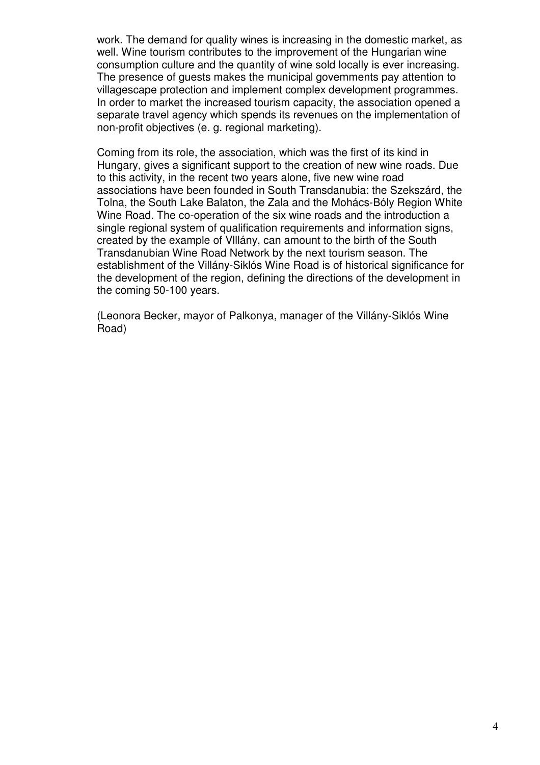work. The demand for quality wines is increasing in the domestic market, as well. Wine tourism contributes to the improvement of the Hungarian wine consumption culture and the quantity of wine sold locally is ever increasing. The presence of guests makes the municipal govemments pay attention to villagescape protection and implement complex development programmes. In order to market the increased tourism capacity, the association opened a separate travel agency which spends its revenues on the implementation of non-profit objectives (e. g. regional marketing).

Coming from its role, the association, which was the first of its kind in Hungary, gives a significant support to the creation of new wine roads. Due to this activity, in the recent two years alone, five new wine road associations have been founded in South Transdanubia: the Szekszárd, the Tolna, the South Lake Balaton, the Zala and the Mohács-Bóly Region White Wine Road. The co-operation of the six wine roads and the introduction a single regional system of qualification requirements and information signs, created by the example of Vlllány, can amount to the birth of the South Transdanubian Wine Road Network by the next tourism season. The establishment of the Villány-Siklós Wine Road is of historical significance for the development of the region, defining the directions of the development in the coming 50-100 years.

(Leonora Becker, mayor of Palkonya, manager of the Villány-Siklós Wine Road)